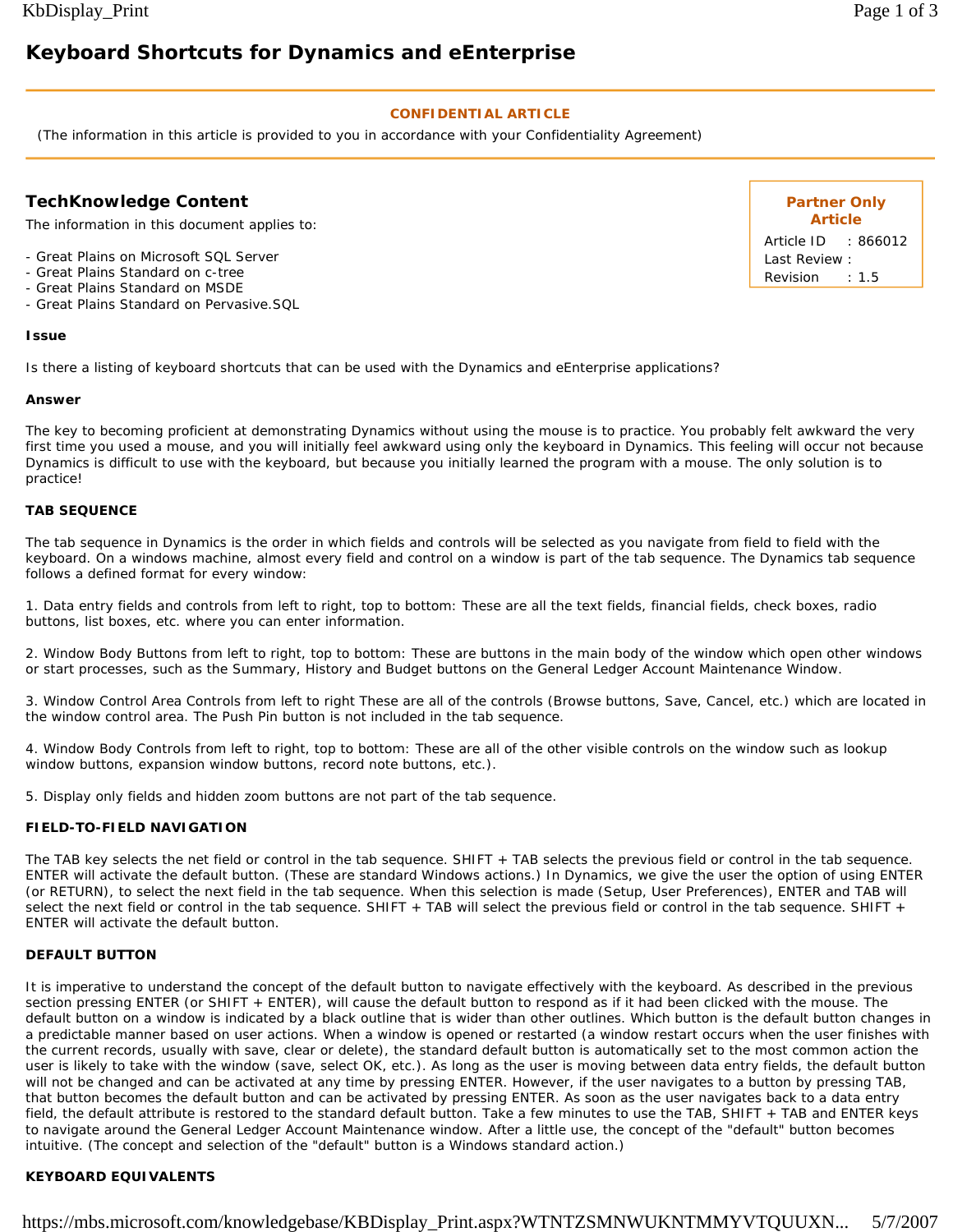# Keyboard Shortcuts for Dynamics and eEnterprise

**CONFIDENTIAL ARTICLE**

(The information in this article is provided to you in accordance with your Confidentiality Agreement)

**Partner Only Article**

Article ID : 866012
Last Review :
Revision : 1.5

## TechKnowledge Content

The information in this document applies to:

- Great Plains on Microsoft SQL Server
- Great Plains Standard on c-tree
- Great Plains Standard on MSDE
- Great Plains Standard on Pervasive.SQL

**Issue**

Is there a listing of keyboard shortcuts that can be used with the Dynamics and eEnterprise applications?

**Answer**

The key to becoming proficient at demonstrating Dynamics without using the mouse is to practice. You probably felt awkward the very first time you used a mouse, and you will initially feel awkward using only the keyboard in Dynamics. This feeling will occur not because Dynamics is difficult to use with the keyboard, but because you initially learned the program with a mouse. The only solution is to practice!

**TAB SEQUENCE**

The tab sequence in Dynamics is the order in which fields and controls will be selected as you navigate from field to field with the keyboard. On a windows machine, almost every field and control on a window is part of the tab sequence. The Dynamics tab sequence follows a defined format for every window:

1. Data entry fields and controls from left to right, top to bottom: These are all the text fields, financial fields, check boxes, radio buttons, list boxes, etc. where you can enter information.

2. Window Body Buttons from left to right, top to bottom: These are buttons in the main body of the window which open other windows or start processes, such as the Summary, History and Budget buttons on the General Ledger Account Maintenance Window.

3. Window Control Area Controls from left to right These are all of the controls (Browse buttons, Save, Cancel, etc.) which are located in the window control area. The Push Pin button is not included in the tab sequence.

4. Window Body Controls from left to right, top to bottom: These are all of the other visible controls on the window such as lookup window buttons, expansion window buttons, record note buttons, etc.).

5. Display only fields and hidden zoom buttons are not part of the tab sequence.

**FIELD-TO-FIELD NAVIGATION**

The TAB key selects the net field or control in the tab sequence. SHIFT + TAB selects the previous field or control in the tab sequence. ENTER will activate the default button. (These are standard Windows actions.) In Dynamics, we give the user the option of using ENTER (or RETURN), to select the next field in the tab sequence. When this selection is made (Setup, User Preferences), ENTER and TAB will select the next field or control in the tab sequence. SHIFT + TAB will select the previous field or control in the tab sequence. SHIFT + ENTER will activate the default button.

**DEFAULT BUTTON**

It is imperative to understand the concept of the default button to navigate effectively with the keyboard. As described in the previous section pressing ENTER (or SHIFT + ENTER), will cause the default button to respond as if it had been clicked with the mouse. The default button on a window is indicated by a black outline that is wider than other outlines. Which button is the default button changes in a predictable manner based on user actions. When a window is opened or restarted (a window restart occurs when the user finishes with the current records, usually with save, clear or delete), the standard default button is automatically set to the most common action the user is likely to take with the window (save, select OK, etc.). As long as the user is moving between data entry fields, the default button will not be changed and can be activated at any time by pressing ENTER. However, if the user navigates to a button by pressing TAB, that button becomes the default button and can be activated by pressing ENTER. As soon as the user navigates back to a data entry field, the default attribute is restored to the standard default button. Take a few minutes to use the TAB, SHIFT + TAB and ENTER keys to navigate around the General Ledger Account Maintenance window. After a little use, the concept of the "default" button becomes intuitive. (The concept and selection of the "default" button is a Windows standard action.)

**KEYBOARD EQUIVALENTS**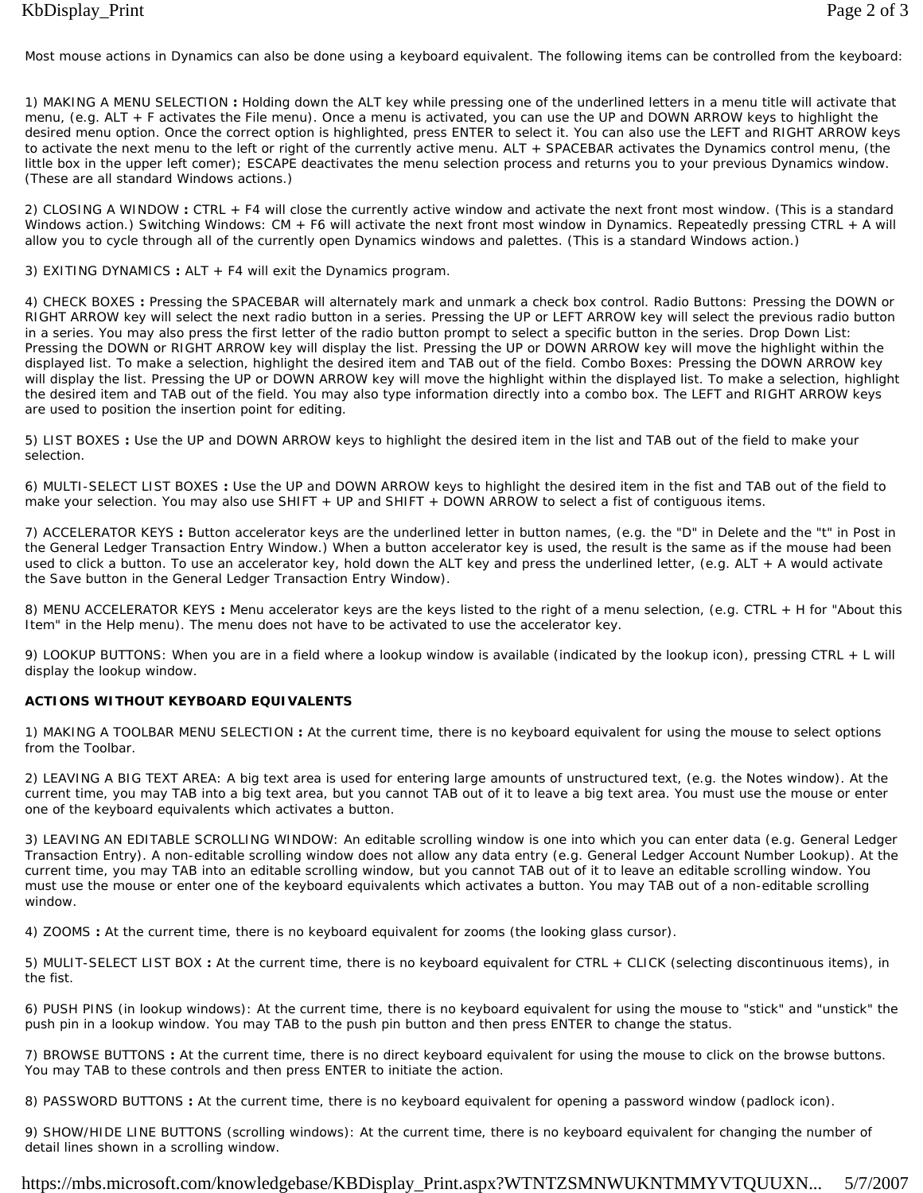Most mouse actions in Dynamics can also be done using a keyboard equivalent. The following items can be controlled from the keyboard:

1) MAKING A MENU SELECTION **:** Holding down the ALT key while pressing one of the underlined letters in a menu title will activate that menu, (e.g. ALT + F activates the File menu). Once a menu is activated, you can use the UP and DOWN ARROW keys to highlight the desired menu option. Once the correct option is highlighted, press ENTER to select it. You can also use the LEFT and RIGHT ARROW keys to activate the next menu to the left or right of the currently active menu. ALT + SPACEBAR activates the Dynamics control menu, (the little box in the upper left comer); ESCAPE deactivates the menu selection process and returns you to your previous Dynamics window. (These are all standard Windows actions.)

2) CLOSING A WINDOW **:** CTRL + F4 will close the currently active window and activate the next front most window. (This is a standard Windows action.) Switching Windows: CM + F6 will activate the next front most window in Dynamics. Repeatedly pressing CTRL + A will allow you to cycle through all of the currently open Dynamics windows and palettes. (This is a standard Windows action.)

3) EXITING DYNAMICS **:** ALT + F4 will exit the Dynamics program.

4) CHECK BOXES **:** Pressing the SPACEBAR will alternately mark and unmark a check box control. Radio Buttons: Pressing the DOWN or RIGHT ARROW key will select the next radio button in a series. Pressing the UP or LEFT ARROW key will select the previous radio button in a series. You may also press the first letter of the radio button prompt to select a specific button in the series. Drop Down List: Pressing the DOWN or RIGHT ARROW key will display the list. Pressing the UP or DOWN ARROW key will move the highlight within the displayed list. To make a selection, highlight the desired item and TAB out of the field. Combo Boxes: Pressing the DOWN ARROW key will display the list. Pressing the UP or DOWN ARROW key will move the highlight within the displayed list. To make a selection, highlight the desired item and TAB out of the field. You may also type information directly into a combo box. The LEFT and RIGHT ARROW keys are used to position the insertion point for editing.

5) LIST BOXES **:** Use the UP and DOWN ARROW keys to highlight the desired item in the list and TAB out of the field to make your selection.

6) MULTI-SELECT LIST BOXES **:** Use the UP and DOWN ARROW keys to highlight the desired item in the fist and TAB out of the field to make your selection. You may also use SHIFT + UP and SHIFT + DOWN ARROW to select a fist of contiguous items.

7) ACCELERATOR KEYS **:** Button accelerator keys are the underlined letter in button names, (e.g. the "D" in Delete and the "t" in Post in the General Ledger Transaction Entry Window.) When a button accelerator key is used, the result is the same as if the mouse had been used to click a button. To use an accelerator key, hold down the ALT key and press the underlined letter, (e.g. ALT + A would activate the Save button in the General Ledger Transaction Entry Window).

8) MENU ACCELERATOR KEYS **:** Menu accelerator keys are the keys listed to the right of a menu selection, (e.g. CTRL + H for "About this Item" in the Help menu). The menu does not have to be activated to use the accelerator key.

9) LOOKUP BUTTONS: When you are in a field where a lookup window is available (indicated by the lookup icon), pressing CTRL + L will display the lookup window.

**ACTIONS WITHOUT KEYBOARD EQUIVALENTS**

1) MAKING A TOOLBAR MENU SELECTION **:** At the current time, there is no keyboard equivalent for using the mouse to select options from the Toolbar.

2) LEAVING A BIG TEXT AREA: A big text area is used for entering large amounts of unstructured text, (e.g. the Notes window). At the current time, you may TAB into a big text area, but you cannot TAB out of it to leave a big text area. You must use the mouse or enter one of the keyboard equivalents which activates a button.

3) LEAVING AN EDITABLE SCROLLING WINDOW: An editable scrolling window is one into which you can enter data (e.g. General Ledger Transaction Entry). A non-editable scrolling window does not allow any data entry (e.g. General Ledger Account Number Lookup). At the current time, you may TAB into an editable scrolling window, but you cannot TAB out of it to leave an editable scrolling window. You must use the mouse or enter one of the keyboard equivalents which activates a button. You may TAB out of a non-editable scrolling window.

4) ZOOMS **:** At the current time, there is no keyboard equivalent for zooms (the looking glass cursor).

5) MULIT-SELECT LIST BOX **:** At the current time, there is no keyboard equivalent for CTRL + CLICK (selecting discontinuous items), in the fist.

6) PUSH PINS (in lookup windows): At the current time, there is no keyboard equivalent for using the mouse to "stick" and "unstick" the push pin in a lookup window. You may TAB to the push pin button and then press ENTER to change the status.

7) BROWSE BUTTONS **:** At the current time, there is no direct keyboard equivalent for using the mouse to click on the browse buttons. You may TAB to these controls and then press ENTER to initiate the action.

8) PASSWORD BUTTONS **:** At the current time, there is no keyboard equivalent for opening a password window (padlock icon).

9) SHOW/HIDE LINE BUTTONS (scrolling windows): At the current time, there is no keyboard equivalent for changing the number of detail lines shown in a scrolling window.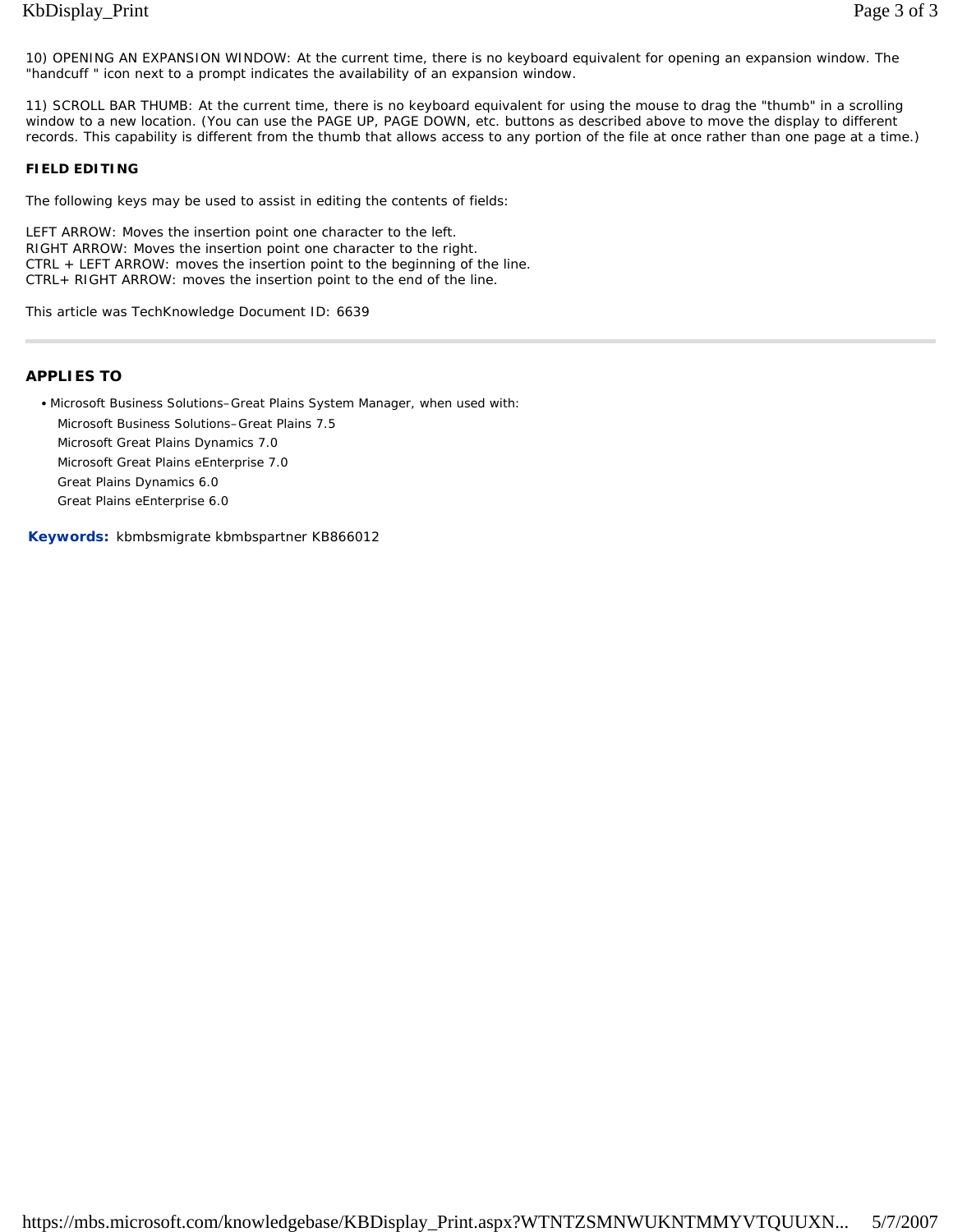10) OPENING AN EXPANSION WINDOW: At the current time, there is no keyboard equivalent for opening an expansion window. The "handcuff " icon next to a prompt indicates the availability of an expansion window.

11) SCROLL BAR THUMB: At the current time, there is no keyboard equivalent for using the mouse to drag the "thumb" in a scrolling window to a new location. (You can use the PAGE UP, PAGE DOWN, etc. buttons as described above to move the display to different records. This capability is different from the thumb that allows access to any portion of the file at once rather than one page at a time.)

**FIELD EDITING**

The following keys may be used to assist in editing the contents of fields:

LEFT ARROW: Moves the insertion point one character to the left.
RIGHT ARROW: Moves the insertion point one character to the right.
CTRL + LEFT ARROW: moves the insertion point to the beginning of the line.
CTRL+ RIGHT ARROW: moves the insertion point to the end of the line.

This article was TechKnowledge Document ID: 6639

---

## APPLIES TO

- Microsoft Business Solutions–Great Plains System Manager, when used with:
  - Microsoft Business Solutions–Great Plains 7.5
  - Microsoft Great Plains Dynamics 7.0
  - Microsoft Great Plains eEnterprise 7.0
  - Great Plains Dynamics 6.0
  - Great Plains eEnterprise 6.0

**Keywords:** kbmbsmigrate kbmbspartner KB866012